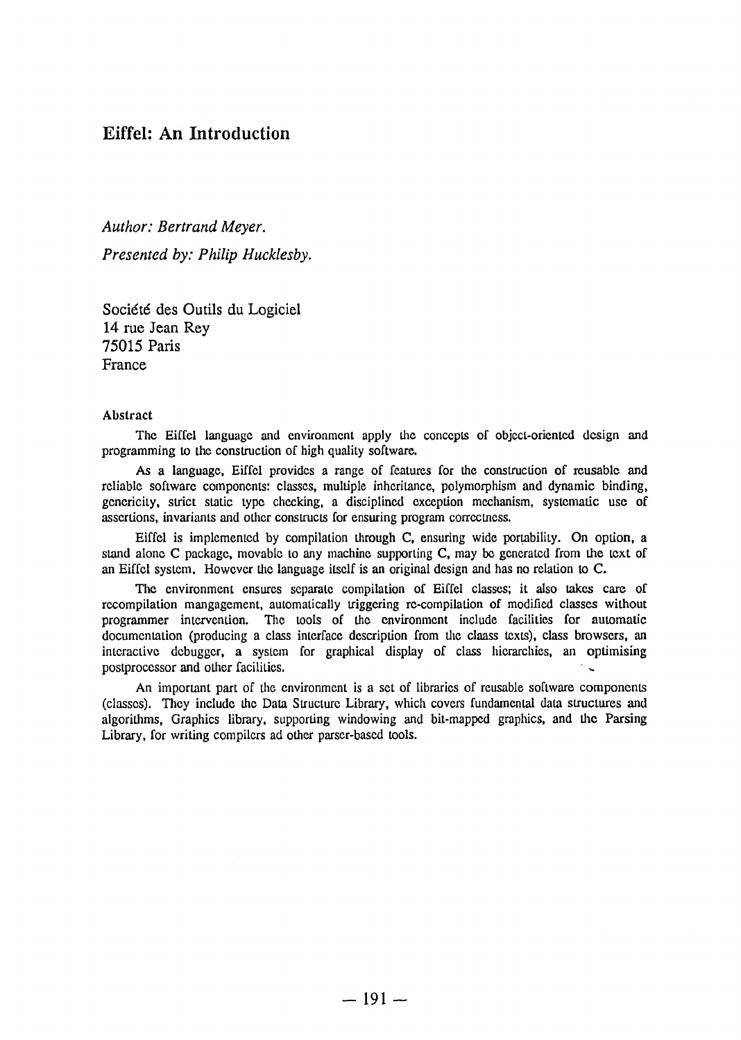# Eiffel: An Introduction

*Author: Bertrand Meyer.*

*Presented by: Philip Hucklesby.*

Société des Outils du Logiciel
14 rue Jean Rey
75015 Paris
France

## Abstract

The Eiffel language and environment apply the concepts of object-oriented design and programming to the construction of high quality software.

As a language, Eiffel provides a range of features for the construction of reusable and reliable software components: classes, multiple inheritance, polymorphism and dynamic binding, genericity, strict static type checking, a disciplined exception mechanism, systematic use of assertions, invariants and other constructs for ensuring program correctness.

Eiffel is implemented by compilation through C, ensuring wide portability. On option, a stand alone C package, movable to any machine supporting C, may be generated from the text of an Eiffel system. However the language itself is an original design and has no relation to C.

The environment ensures separate compilation of Eiffel classes; it also takes care of recompilation mangagement, automatically triggering re-compilation of modified classes without programmer intervention. The tools of the environment include facilities for automatic documentation (producing a class interface description from the claass texts), class browsers, an interactive debugger, a system for graphical display of class hierarchies, an optimising postprocessor and other facilities.

An important part of the environment is a set of libraries of reusable software components (classes). They include the Data Structure Library, which covers fundamental data structures and algorithms, Graphics library, supporting windowing and bit-mapped graphics, and the Parsing Library, for writing compilers ad other parser-based tools.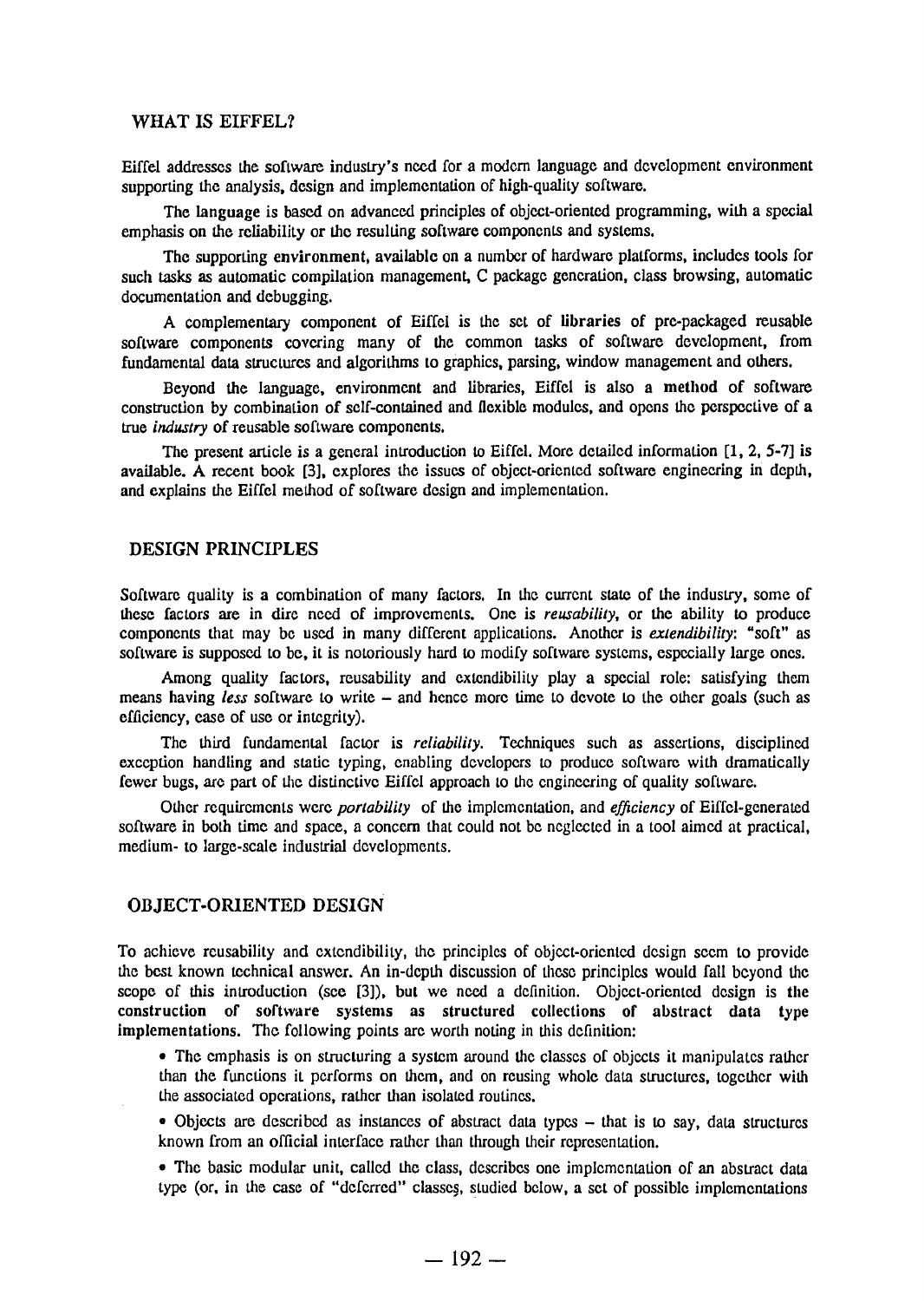## WHAT IS EIFFEL?

Eiffel addresses the software industry's need for a modern language and development environment supporting the analysis, design and implementation of high-quality software.

The **language** is based on advanced principles of object-oriented programming, with a special emphasis on the reliability or the resulting software components and systems.

The supporting **environment**, available on a number of hardware platforms, includes tools for such tasks as automatic compilation management, C package generation, class browsing, automatic documentation and debugging.

A complementary component of Eiffel is the set of **libraries** of pre-packaged reusable software components covering many of the common tasks of software development, from fundamental data structures and algorithms to graphics, parsing, window management and others.

Beyond the language, environment and libraries, Eiffel is also a **method** of software construction by combination of self-contained and flexible modules, and opens the perspective of a true *industry* of reusable software components.

The present article is a general introduction to Eiffel. More detailed information [1, 2, 5-7] is available. A recent book [3], explores the issues of object-oriented software engineering in depth, and explains the Eiffel method of software design and implementation.

## DESIGN PRINCIPLES

Software quality is a combination of many factors. In the current state of the industry, some of these factors are in dire need of improvements. One is *reusability*, or the ability to produce components that may be used in many different applications. Another is *extendibility*: "soft" as software is supposed to be, it is notoriously hard to modify software systems, especially large ones.

Among quality factors, reusability and extendibility play a special role: satisfying them means having *less* software to write – and hence more time to devote to the other goals (such as efficiency, ease of use or integrity).

The third fundamental factor is *reliability*. Techniques such as assertions, disciplined exception handling and static typing, enabling developers to produce software with dramatically fewer bugs, are part of the distinctive Eiffel approach to the engineering of quality software.

Other requirements were *portability* of the implementation, and *efficiency* of Eiffel-generated software in both time and space, a concern that could not be neglected in a tool aimed at practical, medium- to large-scale industrial developments.

## OBJECT-ORIENTED DESIGN

To achieve reusability and extendibility, the principles of object-oriented design seem to provide the best known technical answer. An in-depth discussion of these principles would fall beyond the scope of this introduction (see [3]), but we need a definition. **Object-oriented design is the construction of software systems as structured collections of abstract data type implementations.** The following points are worth noting in this definition:

- The emphasis is on structuring a system around the classes of objects it manipulates rather than the functions it performs on them, and on reusing whole data structures, together with the associated operations, rather than isolated routines.
- Objects are described as instances of abstract data types – that is to say, data structures known from an official interface rather than through their representation.
- The basic modular unit, called the class, describes one implementation of an abstract data type (or, in the case of "deferred" classes, studied below, a set of possible implementations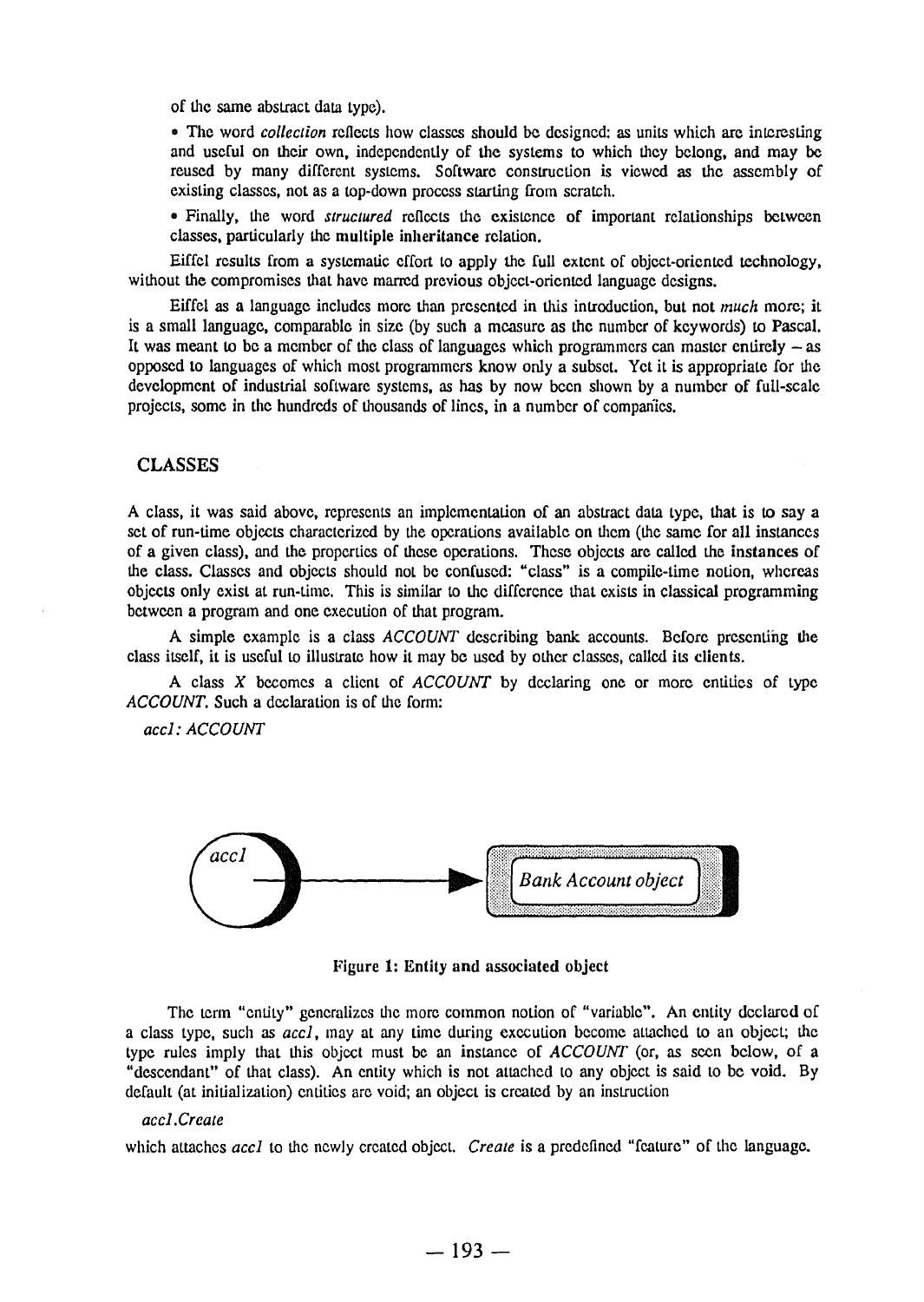of the same abstract data type).

• The word *collection* reflects how classes should be designed: as units which are interesting and useful on their own, independently of the systems to which they belong, and may be reused by many different systems. Software construction is viewed as the assembly of existing classes, not as a top-down process starting from scratch.

• Finally, the word *structured* reflects the existence of important relationships between classes, particularly the **multiple inheritance** relation.

Eiffel results from a systematic effort to apply the full extent of object-oriented technology, without the compromises that have marred previous object-oriented language designs.

Eiffel as a language includes more than presented in this introduction, but not *much* more; it is a small language, comparable in size (by such a measure as the number of keywords) to Pascal. It was meant to be a member of the class of languages which programmers can master entirely – as opposed to languages of which most programmers know only a subset. Yet it is appropriate for the development of industrial software systems, as has by now been shown by a number of full-scale projects, some in the hundreds of thousands of lines, in a number of companies.

## CLASSES

A class, it was said above, represents an implementation of an abstract data type, that is to say a set of run-time objects characterized by the operations available on them (the same for all instances of a given class), and the properties of these operations. These objects are called the **instances** of the class. Classes and objects should not be confused: "class" is a compile-time notion, whereas objects only exist at run-time. This is similar to the difference that exists in classical programming between a program and one execution of that program.

A simple example is a class *ACCOUNT* describing bank accounts. Before presenting the class itself, it is useful to illustrate how it may be used by other classes, called its **clients**.

A class *X* becomes a client of *ACCOUNT* by declaring one or more entities of type *ACCOUNT*. Such a declaration is of the form:

*acc1: ACCOUNT*

**Figure 1: Entity and associated object**

The term "entity" generalizes the more common notion of "variable". An entity declared of a class type, such as *acc1*, may at any time during execution become attached to an object; the type rules imply that this object must be an instance of *ACCOUNT* (or, as seen below, of a "descendant" of that class). An entity which is not attached to any object is said to be void. By default (at initialization) entities are void; an object is created by an instruction

*acc1.Create*

which attaches *acc1* to the newly created object. *Create* is a predefined "feature" of the language.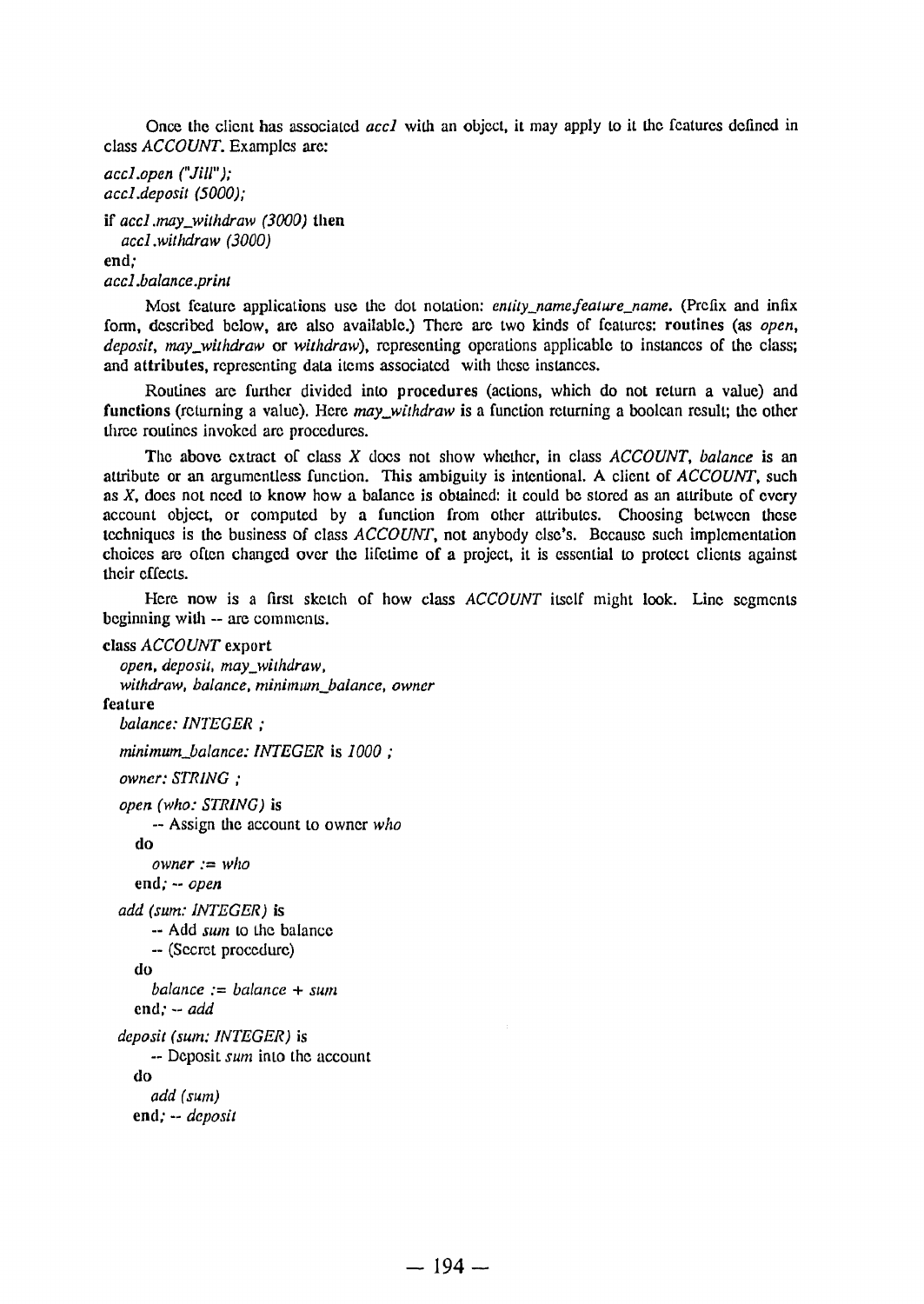Once the client has associated *acc1* with an object, it may apply to it the features defined in class *ACCOUNT*. Examples are:

```
acc1.open ("Jill");
acc1.deposit (5000);

if acc1.may_withdraw (3000) then
  acc1.withdraw (3000)
end;
acc1.balance.print
```

Most feature applications use the dot notation: *entity_name.feature_name*. (Prefix and infix form, described below, are also available.) There are two kinds of features: **routines** (as *open*, *deposit*, *may_withdraw* or *withdraw*), representing operations applicable to instances of the class; and **attributes**, representing data items associated with these instances.

Routines are further divided into **procedures** (actions, which do not return a value) and **functions** (returning a value). Here *may_withdraw* is a function returning a boolean result; the other three routines invoked are procedures.

The above extract of class *X* does not show whether, in class *ACCOUNT*, *balance* is an attribute or an argumentless function. This ambiguity is intentional. A client of *ACCOUNT*, such as *X*, does not need to know how a balance is obtained: it could be stored as an attribute of every account object, or computed by a function from other attributes. Choosing between these techniques is the business of class *ACCOUNT*, not anybody else's. Because such implementation choices are often changed over the lifetime of a project, it is essential to protect clients against their effects.

Here now is a first sketch of how class *ACCOUNT* itself might look. Line segments beginning with -- are comments.

```
class ACCOUNT export
  open, deposit, may_withdraw,
  withdraw, balance, minimum_balance, owner
feature
  balance: INTEGER ;

  minimum_balance: INTEGER is 1000 ;

  owner: STRING ;

  open (who: STRING) is
      -- Assign the account to owner who
    do
      owner := who
    end; -- open

  add (sum: INTEGER) is
      -- Add sum to the balance
      -- (Secret procedure)
    do
      balance := balance + sum
    end; -- add

  deposit (sum: INTEGER) is
      -- Deposit sum into the account
    do
      add (sum)
    end; -- deposit
```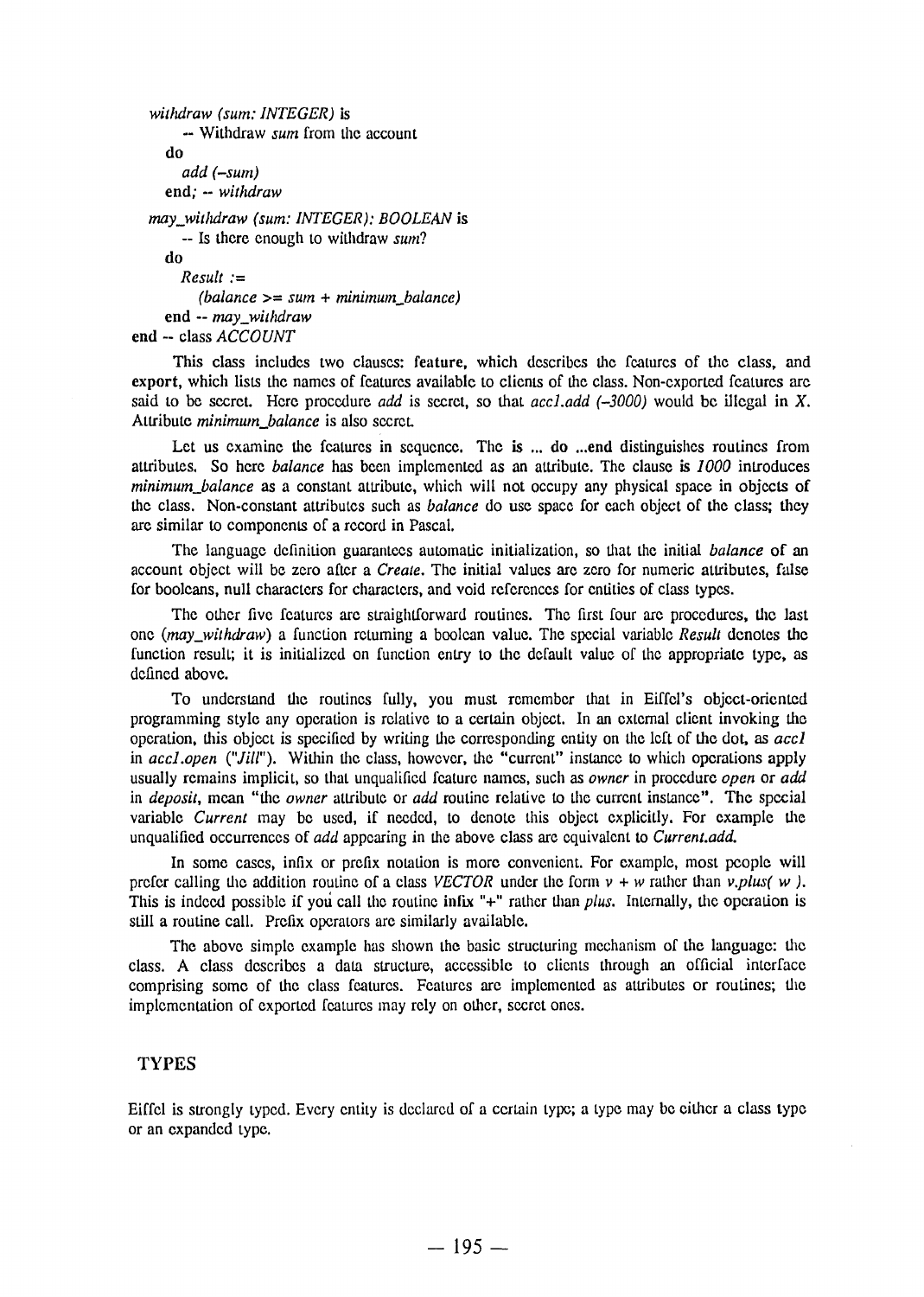```
withdraw (sum: INTEGER) is
        -- Withdraw sum from the account
    do
        add (-sum)
    end; -- withdraw

may_withdraw (sum: INTEGER): BOOLEAN is
        -- Is there enough to withdraw sum?
    do
        Result :=
            (balance >= sum + minimum_balance)
    end -- may_withdraw
end -- class ACCOUNT
```

This class includes two clauses: **feature**, which describes the features of the class, and **export**, which lists the names of features available to clients of the class. Non-exported features are said to be secret. Here procedure *add* is secret, so that *acc1.add (-3000)* would be illegal in *X*. Attribute *minimum_balance* is also secret.

Let us examine the features in sequence. The **is** ... **do** ...**end** distinguishes routines from attributes. So here *balance* has been implemented as an attribute. The clause **is** *1000* introduces *minimum_balance* as a constant attribute, which will not occupy any physical space in objects of the class. Non-constant attributes such as *balance* do use space for each object of the class; they are similar to components of a record in Pascal.

The language definition guarantees automatic initialization, so that the initial *balance* of an account object will be zero after a *Create*. The initial values are zero for numeric attributes, false for booleans, null characters for characters, and void references for entities of class types.

The other five features are straightforward routines. The first four are procedures, the last one (*may_withdraw*) a function returning a boolean value. The special variable *Result* denotes the function result; it is initialized on function entry to the default value of the appropriate type, as defined above.

To understand the routines fully, you must remember that in Eiffel's object-oriented programming style any operation is relative to a certain object. In an external client invoking the operation, this object is specified by writing the corresponding entity on the left of the dot, as *acc1* in *acc1.open* ("*Jill*"). Within the class, however, the "current" instance to which operations apply usually remains implicit, so that unqualified feature names, such as *owner* in procedure *open* or *add* in *deposit*, mean "the *owner* attribute or *add* routine relative to the current instance". The special variable *Current* may be used, if needed, to denote this object explicitly. For example the unqualified occurrences of *add* appearing in the above class are equivalent to *Current.add*.

In some cases, infix or prefix notation is more convenient. For example, most people will prefer calling the addition routine of a class *VECTOR* under the form *v + w* rather than *v.plus( w )*. This is indeed possible if you call the routine **infix** "+" rather than *plus*. Internally, the operation is still a routine call. Prefix operators are similarly available.

The above simple example has shown the basic structuring mechanism of the language: the class. A class describes a data structure, accessible to clients through an official interface comprising some of the class features. Features are implemented as attributes or routines; the implementation of exported features may rely on other, secret ones.

## TYPES

Eiffel is strongly typed. Every entity is declared of a certain type; a type may be either a class type or an expanded type.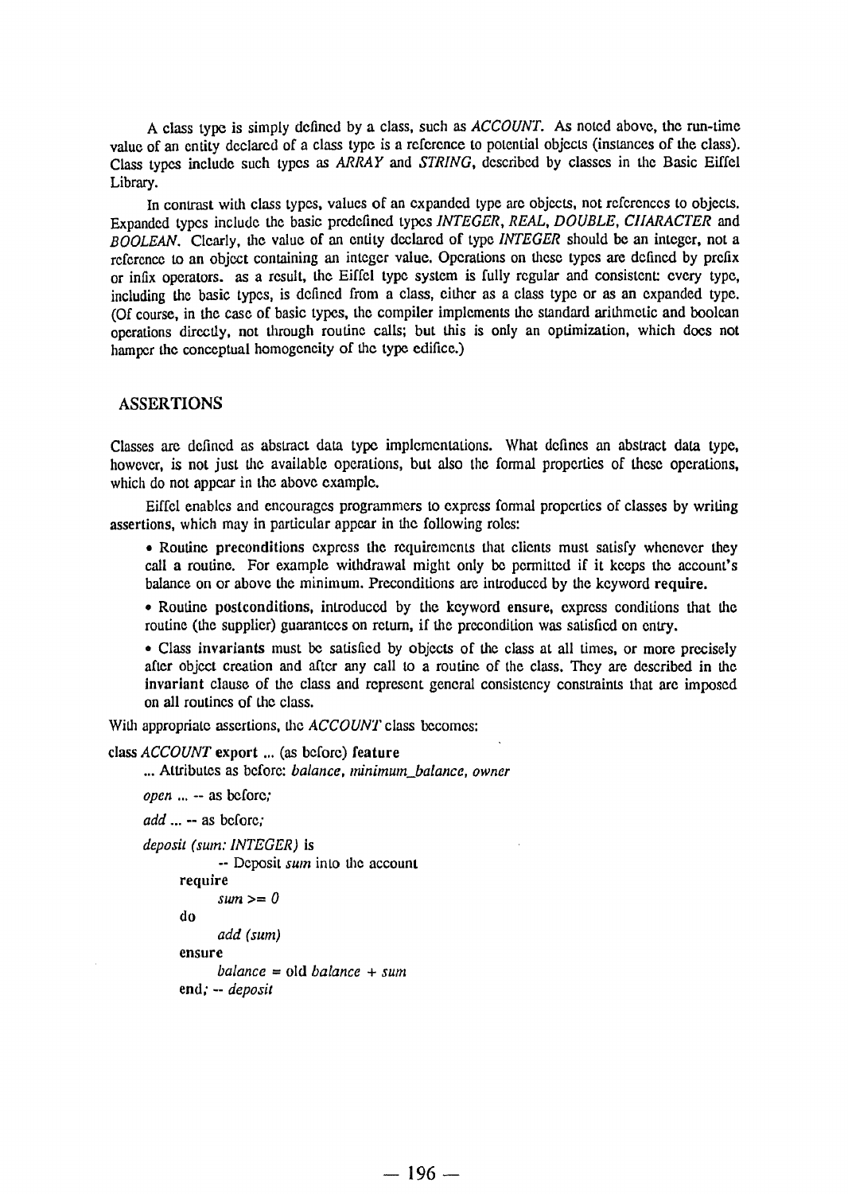A class type is simply defined by a class, such as *ACCOUNT*. As noted above, the run-time value of an entity declared of a class type is a reference to potential objects (instances of the class). Class types include such types as *ARRAY* and *STRING*, described by classes in the Basic Eiffel Library.

In contrast with class types, values of an expanded type are objects, not references to objects. Expanded types include the basic predefined types *INTEGER*, *REAL*, *DOUBLE*, *CHARACTER* and *BOOLEAN*. Clearly, the value of an entity declared of type *INTEGER* should be an integer, not a reference to an object containing an integer value. Operations on these types are defined by prefix or infix operators. as a result, the Eiffel type system is fully regular and consistent: every type, including the basic types, is defined from a class, either as a class type or as an expanded type. (Of course, in the case of basic types, the compiler implements the standard arithmetic and boolean operations directly, not through routine calls; but this is only an optimization, which does not hamper the conceptual homogeneity of the type edifice.)

## ASSERTIONS

Classes are defined as abstract data type implementations. What defines an abstract data type, however, is not just the available operations, but also the formal properties of these operations, which do not appear in the above example.

Eiffel enables and encourages programmers to express formal properties of classes by writing assertions, which may in particular appear in the following roles:

- Routine **preconditions** express the requirements that clients must satisfy whenever they call a routine. For example withdrawal might only be permitted if it keeps the account's balance on or above the minimum. Preconditions are introduced by the keyword **require.**
- Routine **postconditions**, introduced by the keyword **ensure**, express conditions that the routine (the supplier) guarantees on return, if the precondition was satisfied on entry.
- Class **invariants** must be satisfied by objects of the class at all times, or more precisely after object creation and after any call to a routine of the class. They are described in the **invariant** clause of the class and represent general consistency constraints that are imposed on all routines of the class.

With appropriate assertions, the *ACCOUNT* class becomes:

```
class ACCOUNT export ... (as before) feature
    ... Attributes as before: balance, minimum_balance, owner

    open ... -- as before;

    add ... -- as before;

    deposit (sum: INTEGER) is
            -- Deposit sum into the account
        require
            sum >= 0
        do
            add (sum)
        ensure
            balance = old balance + sum
        end; -- deposit
```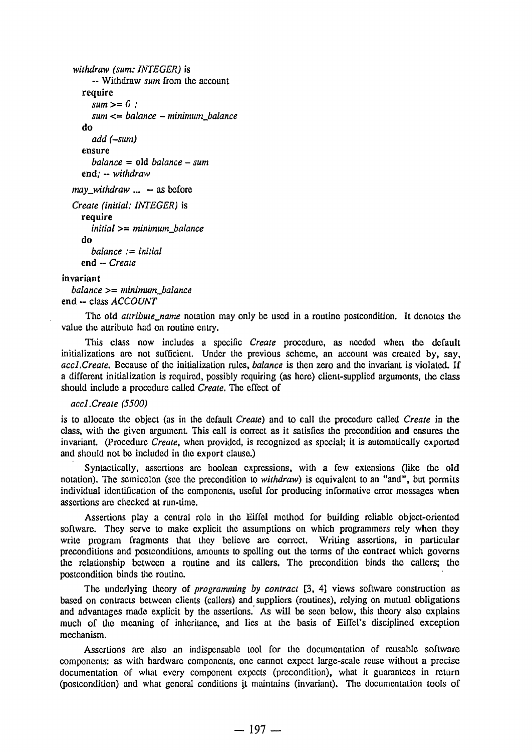```
    withdraw (sum: INTEGER) is
        -- Withdraw sum from the account
      require
        sum >= 0 ;
        sum <= balance - minimum_balance
      do
        add (-sum)
      ensure
        balance = old balance - sum
      end; -- withdraw

    may_withdraw ... -- as before

    Create (initial: INTEGER) is
      require
        initial >= minimum_balance
      do
        balance := initial
      end -- Create

invariant
    balance >= minimum_balance
end -- class ACCOUNT
```

The **old** *attribute_name* notation may only be used in a routine postcondition. It denotes the value the attribute had on routine entry.

This class now includes a specific *Create* procedure, as needed when the default initializations are not sufficient. Under the previous scheme, an account was created by, say, *acc1.Create*. Because of the initialization rules, *balance* is then zero and the invariant is violated. If a different initialization is required, possibly requiring (as here) client-supplied arguments, the class should include a procedure called *Create*. The effect of

*acc1.Create (5500)*

is to allocate the object (as in the default *Create*) and to call the procedure called *Create* in the class, with the given argument. This call is correct as it satisfies the precondition and ensures the invariant. (Procedure *Create*, when provided, is recognized as special; it is automatically exported and should not be included in the **export** clause.)

Syntactically, assertions are boolean expressions, with a few extensions (like the **old** notation). The semicolon (see the precondition to *withdraw*) is equivalent to an "and", but permits individual identification of the components, useful for producing informative error messages when assertions are checked at run-time.

Assertions play a central role in the Eiffel method for building reliable object-oriented software. They serve to make explicit the assumptions on which programmers rely when they write program fragments that they believe are correct. Writing assertions, in particular preconditions and postconditions, amounts to spelling out the terms of the contract which governs the relationship between a routine and its callers. The precondition binds the callers; the postcondition binds the routine.

The underlying theory of *programming by contract* [3, 4] views software construction as based on contracts between clients (callers) and suppliers (routines), relying on mutual obligations and advantages made explicit by the assertions. As will be seen below, this theory also explains much of the meaning of inheritance, and lies at the basis of Eiffel's disciplined exception mechanism.

Assertions are also an indispensable tool for the documentation of reusable software components: as with hardware components, one cannot expect large-scale reuse without a precise documentation of what every component expects (precondition), what it guarantees in return (postcondition) and what general conditions it maintains (invariant). The documentation tools of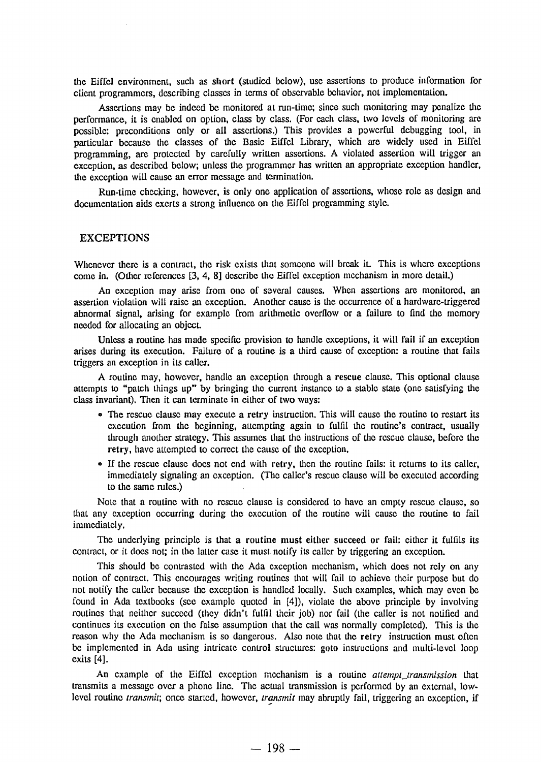the Eiffel environment, such as **short** (studied below), use assertions to produce information for client programmers, describing classes in terms of observable behavior, not implementation.

Assertions may be indeed be monitored at run-time; since such monitoring may penalize the performance, it is enabled on option, class by class. (For each class, two levels of monitoring are possible: preconditions only or all assertions.) This provides a powerful debugging tool, in particular because the classes of the Basic Eiffel Library, which are widely used in Eiffel programming, are protected by carefully written assertions. A violated assertion will trigger an exception, as described below; unless the programmer has written an appropriate exception handler, the exception will cause an error message and termination.

Run-time checking, however, is only one application of assertions, whose role as design and documentation aids exerts a strong influence on the Eiffel programming style.

## EXCEPTIONS

Whenever there is a contract, the risk exists that someone will break it. This is where exceptions come in. (Other references [3, 4, 8] describe the Eiffel exception mechanism in more detail.)

An exception may arise from one of several causes. When assertions are monitored, an assertion violation will raise an exception. Another cause is the occurrence of a hardware-triggered abnormal signal, arising for example from arithmetic overflow or a failure to find the memory needed for allocating an object.

Unless a routine has made specific provision to handle exceptions, it will **fail** if an exception arises during its execution. Failure of a routine is a third cause of exception: a routine that fails triggers an exception in its caller.

A routine may, however, handle an exception through a **rescue** clause. This optional clause attempts to "patch things up" by bringing the current instance to a stable state (one satisfying the class invariant). Then it can terminate in either of two ways:

- The rescue clause may execute a **retry** instruction. This will cause the routine to restart its execution from the beginning, attempting again to fulfil the routine's contract, usually through another strategy. This assumes that the instructions of the rescue clause, before the **retry**, have attempted to correct the cause of the exception.
- If the rescue clause does not end with **retry**, then the routine fails: it returns to its caller, immediately signaling an exception. (The caller's rescue clause will be executed according to the same rules.)

Note that a routine with no rescue clause is considered to have an empty rescue clause, so that any exception occurring during the execution of the routine will cause the routine to fail immediately.

The underlying principle is that **a routine must either succeed or fail**: either it fulfils its contract, or it does not; in the latter case it must notify its caller by triggering an exception.

This should be contrasted with the Ada exception mechanism, which does not rely on any notion of contract. This encourages writing routines that will fail to achieve their purpose but do not notify the caller because the exception is handled locally. Such examples, which may even be found in Ada textbooks (see example quoted in [4]), violate the above principle by involving routines that neither succeed (they didn't fulfil their job) nor fail (the caller is not notified and continues its execution on the false assumption that the call was normally completed). This is the reason why the Ada mechanism is so dangerous. Also note that the **retry** instruction must often be implemented in Ada using intricate control structures: goto instructions and multi-level loop exits [4].

An example of the Eiffel exception mechanism is a routine *attempt_transmission* that transmits a message over a phone line. The actual transmission is performed by an external, low-level routine *transmit*; once started, however, *transmit* may abruptly fail, triggering an exception, if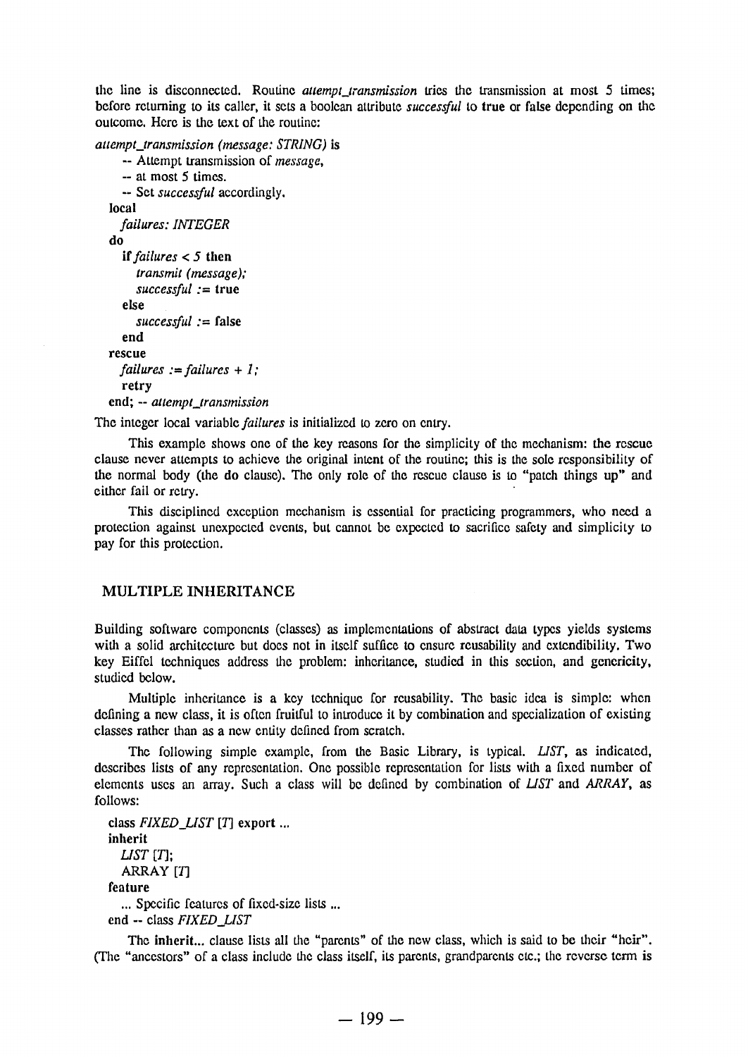the line is disconnected. Routine *attempt_transmission* tries the transmission at most 5 times; before returning to its caller, it sets a boolean attribute *successful* to **true** or **false** depending on the outcome. Here is the text of the routine:

```
attempt_transmission (message: STRING) is
    -- Attempt transmission of message,
    -- at most 5 times.
    -- Set successful accordingly.
  local
    failures: INTEGER
  do
    if failures < 5 then
      transmit (message);
      successful := true
    else
      successful := false
    end
  rescue
    failures := failures + 1;
    retry
  end; -- attempt_transmission
```

The integer local variable *failures* is initialized to zero on entry.

This example shows one of the key reasons for the simplicity of the mechanism: the rescue clause never attempts to achieve the original intent of the routine; this is the sole responsibility of the normal body (the **do** clause). The only role of the rescue clause is to "patch things up" and either fail or retry.

This disciplined exception mechanism is essential for practicing programmers, who need a protection against unexpected events, but cannot be expected to sacrifice safety and simplicity to pay for this protection.

## MULTIPLE INHERITANCE

Building software components (classes) as implementations of abstract data types yields systems with a solid architecture but does not in itself suffice to ensure reusability and extendibility. Two key Eiffel techniques address the problem: inheritance, studied in this section, and genericity, studied below.

Multiple inheritance is a key technique for reusability. The basic idea is simple: when defining a new class, it is often fruitful to introduce it by combination and specialization of existing classes rather than as a new entity defined from scratch.

The following simple example, from the Basic Library, is typical. *LIST*, as indicated, describes lists of any representation. One possible representation for lists with a fixed number of elements uses an array. Such a class will be defined by combination of *LIST* and *ARRAY*, as follows:

```
class FIXED_LIST [T] export ...
inherit
  LIST [T];
  ARRAY [T]
feature
  ... Specific features of fixed-size lists ...
end -- class FIXED_LIST
```

The **inherit**... clause lists all the "parents" of the new class, which is said to be their "heir". (The "ancestors" of a class include the class itself, its parents, grandparents etc.; the reverse term is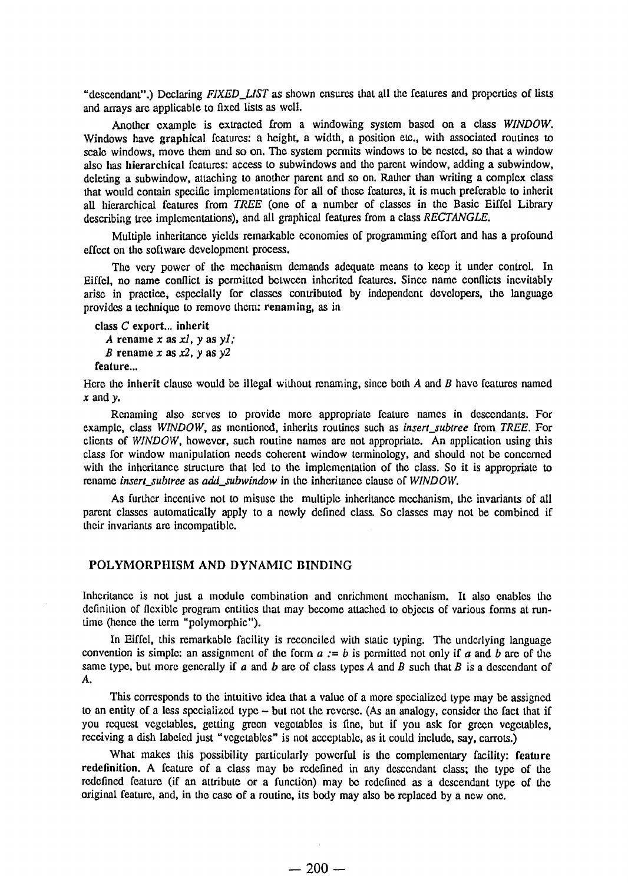"descendant".) Declaring *FIXED_LIST* as shown ensures that all the features and properties of lists and arrays are applicable to fixed lists as well.

Another example is extracted from a windowing system based on a class *WINDOW*. Windows have **graphical** features: a height, a width, a position etc., with associated routines to scale windows, move them and so on. The system permits windows to be nested, so that a window also has **hierarchical** features: access to subwindows and the parent window, adding a subwindow, deleting a subwindow, attaching to another parent and so on. Rather than writing a complex class that would contain specific implementations for all of these features, it is much preferable to inherit all hierarchical features from *TREE* (one of a number of classes in the Basic Eiffel Library describing tree implementations), and all graphical features from a class *RECTANGLE*.

Multiple inheritance yields remarkable economies of programming effort and has a profound effect on the software development process.

The very power of the mechanism demands adequate means to keep it under control. In Eiffel, no name conflict is permitted between inherited features. Since name conflicts inevitably arise in practice, especially for classes contributed by independent developers, the language provides a technique to remove them: **renaming**, as in

```
class C export... inherit
    A rename x as x1, y as y1;
    B rename x as x2, y as y2
feature...
```

Here the **inherit** clause would be illegal without renaming, since both *A* and *B* have features named *x* and *y*.

Renaming also serves to provide more appropriate feature names in descendants. For example, class *WINDOW*, as mentioned, inherits routines such as *insert_subtree* from *TREE*. For clients of *WINDOW*, however, such routine names are not appropriate. An application using this class for window manipulation needs coherent window terminology, and should not be concerned with the inheritance structure that led to the implementation of the class. So it is appropriate to rename *insert_subtree* as *add_subwindow* in the inheritance clause of *WINDOW*.

As further incentive not to misuse the multiple inheritance mechanism, the invariants of all parent classes automatically apply to a newly defined class. So classes may not be combined if their invariants are incompatible.

## POLYMORPHISM AND DYNAMIC BINDING

Inheritance is not just a module combination and enrichment mechanism. It also enables the definition of flexible program entities that may become attached to objects of various forms at run-time (hence the term "polymorphic").

In Eiffel, this remarkable facility is reconciled with static typing. The underlying language convention is simple: an assignment of the form *a := b* is permitted not only if *a* and *b* are of the same type, but more generally if *a* and *b* are of class types *A* and *B* such that *B* is a descendant of *A*.

This corresponds to the intuitive idea that a value of a more specialized type may be assigned to an entity of a less specialized type – but not the reverse. (As an analogy, consider the fact that if you request vegetables, getting green vegetables is fine, but if you ask for green vegetables, receiving a dish labeled just "vegetables" is not acceptable, as it could include, say, carrots.)

What makes this possibility particularly powerful is the complementary facility: **feature redefinition.** A feature of a class may be redefined in any descendant class; the type of the redefined feature (if an attribute or a function) may be redefined as a descendant type of the original feature, and, in the case of a routine, its body may also be replaced by a new one.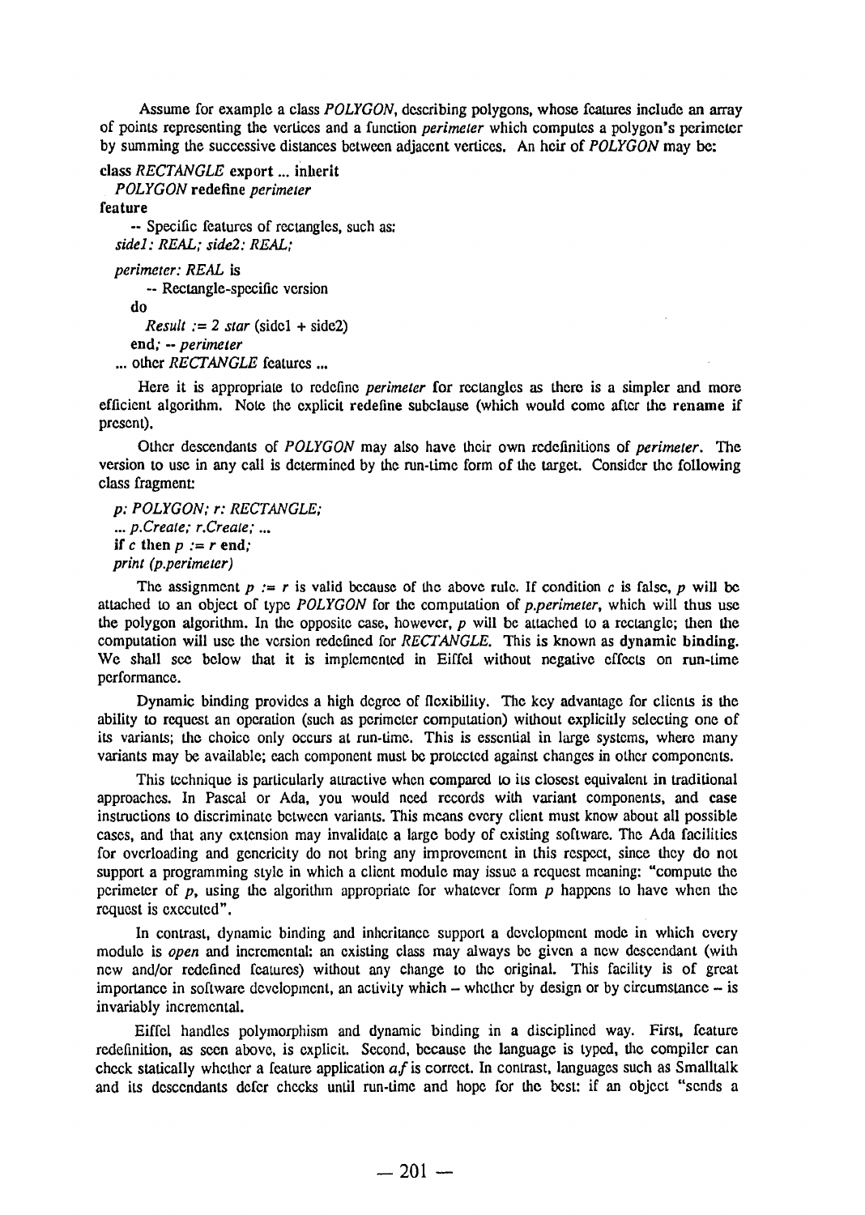Assume for example a class *POLYGON*, describing polygons, whose features include an array of points representing the vertices and a function *perimeter* which computes a polygon's perimeter by summing the successive distances between adjacent vertices. An heir of *POLYGON* may be:

```
class RECTANGLE export ... inherit
    POLYGON redefine perimeter
feature
        -- Specific features of rectangles, such as:
    side1: REAL; side2: REAL;

    perimeter: REAL is
            -- Rectangle-specific version
        do
            Result := 2 star (side1 + side2)
        end; -- perimeter
    ... other RECTANGLE features ...
```

Here it is appropriate to redefine *perimeter* for rectangles as there is a simpler and more efficient algorithm. Note the explicit redefine subclause (which would come after the **rename** if present).

Other descendants of *POLYGON* may also have their own redefinitions of *perimeter*. The version to use in any call is determined by the run-time form of the target. Consider the following class fragment:

```
p: POLYGON; r: RECTANGLE;
... p.Create; r.Create; ...
if c then p := r end;
print (p.perimeter)
```

The assignment *p := r* is valid because of the above rule. If condition *c* is false, *p* will be attached to an object of type *POLYGON* for the computation of *p.perimeter*, which will thus use the polygon algorithm. In the opposite case, however, *p* will be attached to a rectangle; then the computation will use the version redefined for *RECTANGLE*. This is known as **dynamic binding**. We shall see below that it is implemented in Eiffel without negative effects on run-time performance.

Dynamic binding provides a high degree of flexibility. The key advantage for clients is the ability to request an operation (such as perimeter computation) without explicitly selecting one of its variants; the choice only occurs at run-time. This is essential in large systems, where many variants may be available; each component must be protected against changes in other components.

This technique is particularly attractive when compared to its closest equivalent in traditional approaches. In Pascal or Ada, you would need records with variant components, and **case** instructions to discriminate between variants. This means every client must know about all possible cases, and that any extension may invalidate a large body of existing software. The Ada facilities for overloading and genericity do not bring any improvement in this respect, since they do not support a programming style in which a client module may issue a request meaning: "compute the perimeter of *p*, using the algorithm appropriate for whatever form *p* happens to have when the request is executed".

In contrast, dynamic binding and inheritance support a development mode in which every module is *open* and incremental: an existing class may always be given a new descendant (with new and/or redefined features) without any change to the original. This facility is of great importance in software development, an activity which – whether by design or by circumstance – is invariably incremental.

Eiffel handles polymorphism and dynamic binding in a disciplined way. First, feature redefinition, as seen above, is explicit. Second, because the language is typed, the compiler can check statically whether a feature application *a.f* is correct. In contrast, languages such as Smalltalk and its descendants defer checks until run-time and hope for the best: if an object "sends a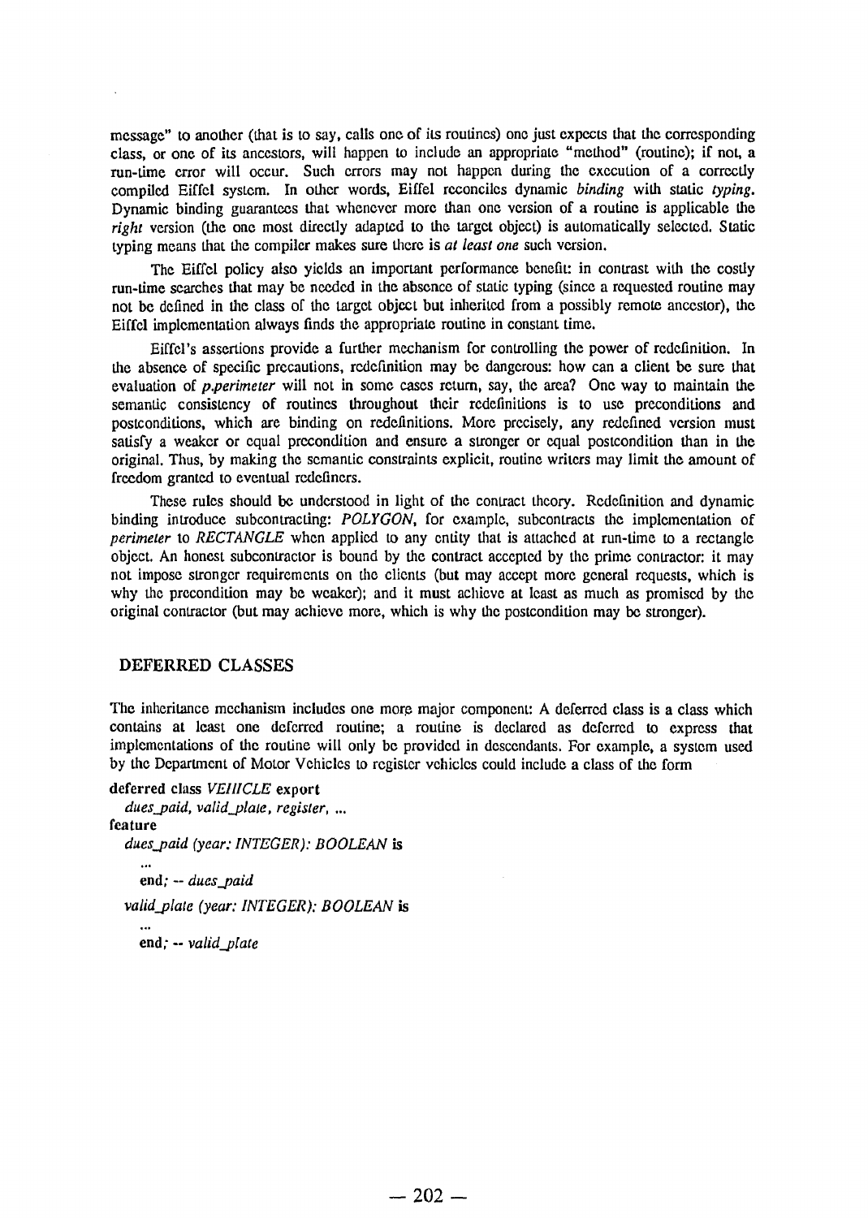message" to another (that is to say, calls one of its routines) one just expects that the corresponding class, or one of its ancestors, will happen to include an appropriate "method" (routine); if not, a run-time error will occur. Such errors may not happen during the execution of a correctly compiled Eiffel system. In other words, Eiffel reconciles dynamic *binding* with static *typing*. Dynamic binding guarantees that whenever more than one version of a routine is applicable the *right* version (the one most directly adapted to the target object) is automatically selected. Static typing means that the compiler makes sure there is *at least one* such version.

The Eiffel policy also yields an important performance benefit: in contrast with the costly run-time searches that may be needed in the absence of static typing (since a requested routine may not be defined in the class of the target object but inherited from a possibly remote ancestor), the Eiffel implementation always finds the appropriate routine in constant time.

Eiffel's assertions provide a further mechanism for controlling the power of redefinition. In the absence of specific precautions, redefinition may be dangerous: how can a client be sure that evaluation of *p.perimeter* will not in some cases return, say, the area? One way to maintain the semantic consistency of routines throughout their redefinitions is to use preconditions and postconditions, which are binding on redefinitions. More precisely, any redefined version must satisfy a weaker or equal precondition and ensure a stronger or equal postcondition than in the original. Thus, by making the semantic constraints explicit, routine writers may limit the amount of freedom granted to eventual redefiners.

These rules should be understood in light of the contract theory. Redefinition and dynamic binding introduce subcontracting: *POLYGON*, for example, subcontracts the implementation of *perimeter* to *RECTANGLE* when applied to any entity that is attached at run-time to a rectangle object. An honest subcontractor is bound by the contract accepted by the prime contractor: it may not impose stronger requirements on the clients (but may accept more general requests, which is why the precondition may be weaker); and it must achieve at least as much as promised by the original contractor (but may achieve more, which is why the postcondition may be stronger).

## DEFERRED CLASSES

The inheritance mechanism includes one more major component: A deferred class is a class which contains at least one deferred routine; a routine is declared as deferred to express that implementations of the routine will only be provided in descendants. For example, a system used by the Department of Motor Vehicles to register vehicles could include a class of the form

```
deferred class VEHICLE export
   dues_paid, valid_plate, register, ...
feature
   dues_paid (year: INTEGER): BOOLEAN is
      ...
      end; -- dues_paid
   valid_plate (year: INTEGER): BOOLEAN is
      ...
      end; -- valid_plate
```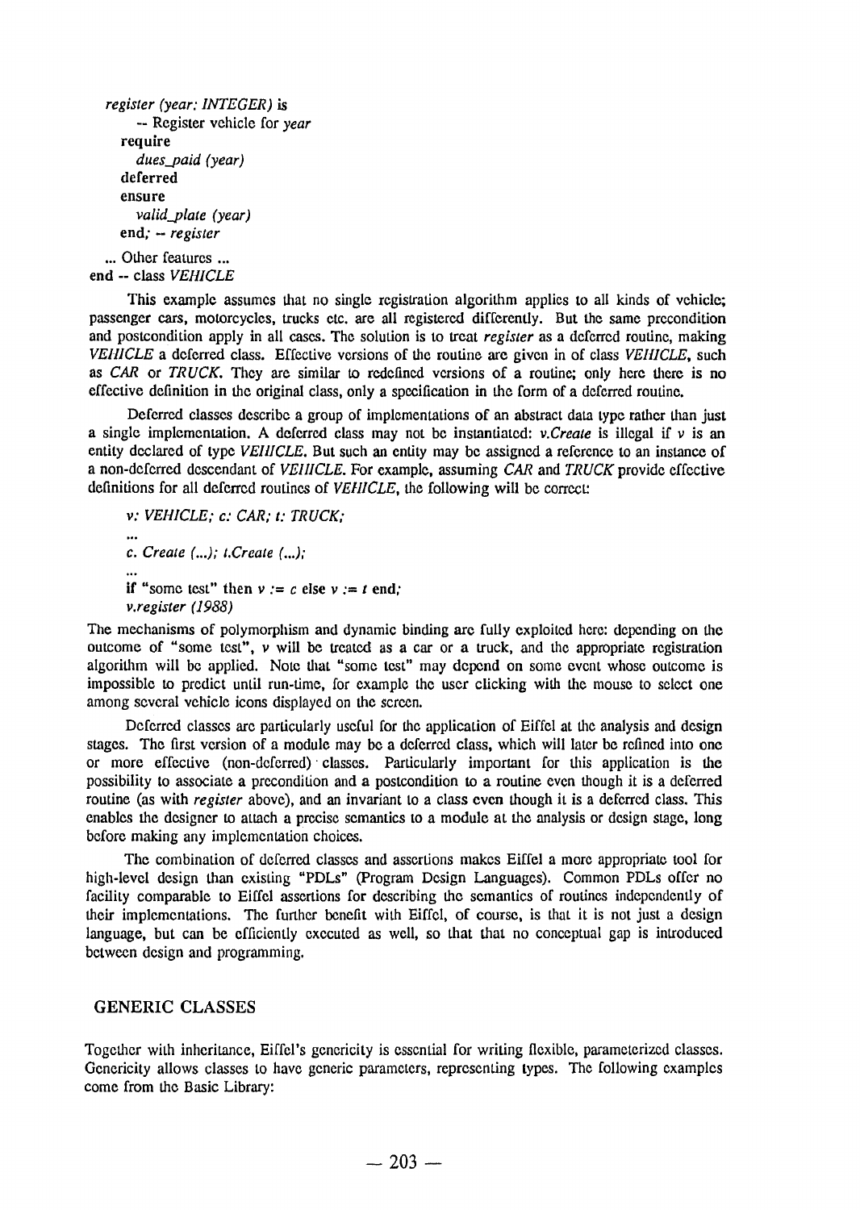```
   register (year: INTEGER) is
         -- Register vehicle for year
      require
         dues_paid (year)
      deferred
      ensure
         valid_plate (year)
      end; -- register

   ... Other features ...
end -- class VEHICLE
```

This example assumes that no single registration algorithm applies to all kinds of vehicle; passenger cars, motorcycles, trucks etc. are all registered differently. But the same precondition and postcondition apply in all cases. The solution is to treat *register* as a deferred routine, making *VEHICLE* a deferred class. Effective versions of the routine are given in of class *VEHICLE*, such as *CAR* or *TRUCK*. They are similar to redefined versions of a routine; only here there is no effective definition in the original class, only a specification in the form of a deferred routine.

Deferred classes describe a group of implementations of an abstract data type rather than just a single implementation. A deferred class may not be instantiated: *v.Create* is illegal if *v* is an entity declared of type *VEHICLE*. But such an entity may be assigned a reference to an instance of a non-deferred descendant of *VEHICLE*. For example, assuming *CAR* and *TRUCK* provide effective definitions for all deferred routines of *VEHICLE*, the following will be correct:

```
v: VEHICLE; c: CAR; t: TRUCK;
...
c. Create (...); t.Create (...);
...
if "some test" then v := c else v := t end;
v.register (1988)
```

The mechanisms of polymorphism and dynamic binding are fully exploited here: depending on the outcome of "some test", *v* will be treated as a car or a truck, and the appropriate registration algorithm will be applied. Note that "some test" may depend on some event whose outcome is impossible to predict until run-time, for example the user clicking with the mouse to select one among several vehicle icons displayed on the screen.

Deferred classes are particularly useful for the application of Eiffel at the analysis and design stages. The first version of a module may be a deferred class, which will later be refined into one or more effective (non-deferred) classes. Particularly important for this application is the possibility to associate a precondition and a postcondition to a routine even though it is a deferred routine (as with *register* above), and an invariant to a class even though it is a deferred class. This enables the designer to attach a precise semantics to a module at the analysis or design stage, long before making any implementation choices.

The combination of deferred classes and assertions makes Eiffel a more appropriate tool for high-level design than existing "PDLs" (Program Design Languages). Common PDLs offer no facility comparable to Eiffel assertions for describing the semantics of routines independently of their implementations. The further benefit with Eiffel, of course, is that it is not just a design language, but can be efficiently executed as well, so that that no conceptual gap is introduced between design and programming.

## GENERIC CLASSES

Together with inheritance, Eiffel's genericity is essential for writing flexible, parameterized classes. Genericity allows classes to have generic parameters, representing types. The following examples come from the Basic Library: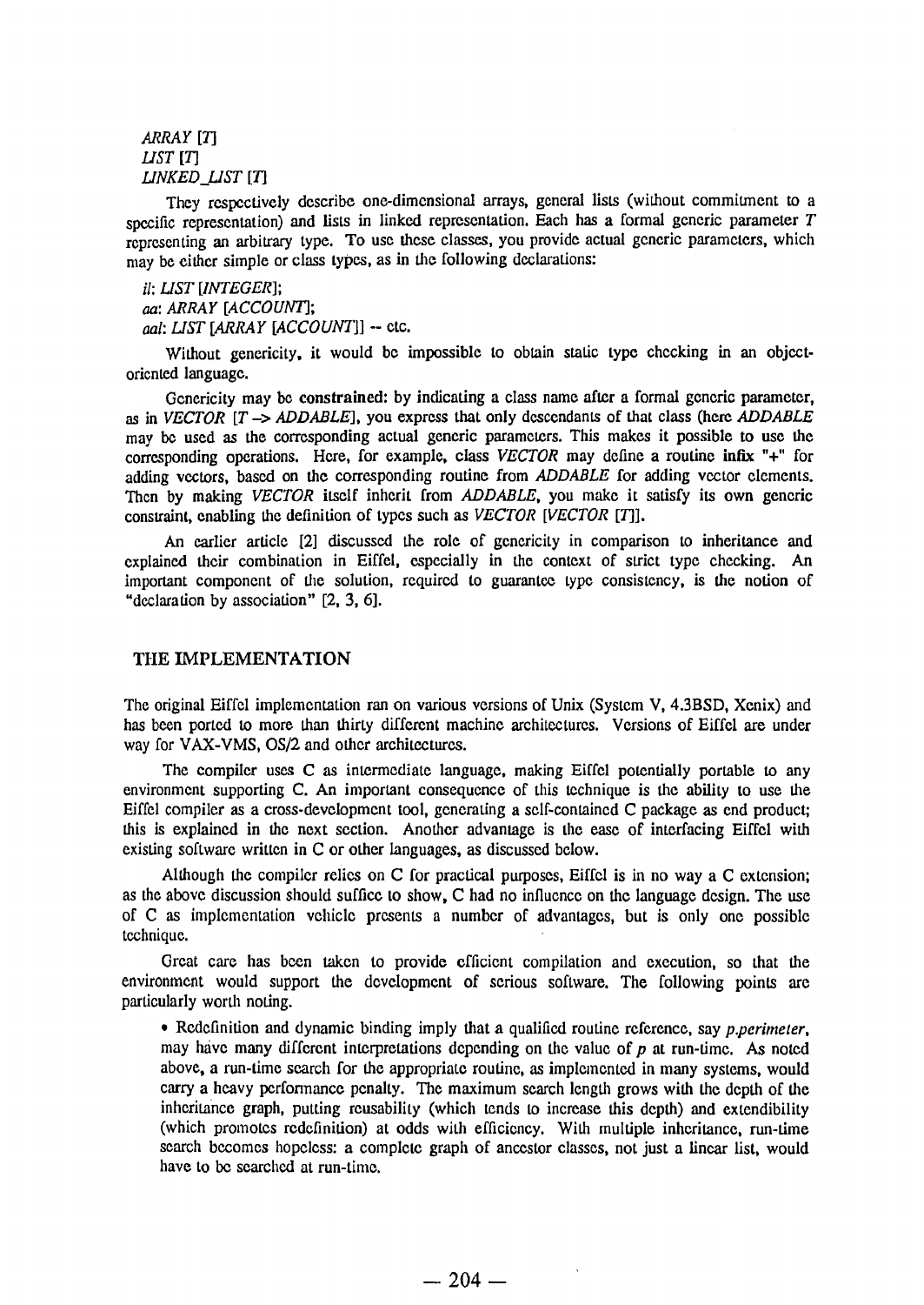*ARRAY [T]*
*LIST [T]*
*LINKED_LIST [T]*

They respectively describe one-dimensional arrays, general lists (without commitment to a specific representation) and lists in linked representation. Each has a formal generic parameter *T* representing an arbitrary type. To use these classes, you provide actual generic parameters, which may be either simple or class types, as in the following declarations:

*il: LIST [INTEGER]*;
*aa: ARRAY [ACCOUNT]*;
*aal: LIST [ARRAY [ACCOUNT]]* -- etc.

Without genericity, it would be impossible to obtain static type checking in an object-oriented language.

Genericity may be **constrained**: by indicating a class name after a formal generic parameter, as in *VECTOR [T -> ADDABLE]*, you express that only descendants of that class (here *ADDABLE* may be used as the corresponding actual generic parameters. This makes it possible to use the corresponding operations. Here, for example, class *VECTOR* may define a routine **infix** "+" for adding vectors, based on the corresponding routine from *ADDABLE* for adding vector elements. Then by making *VECTOR* itself inherit from *ADDABLE*, you make it satisfy its own generic constraint, enabling the definition of types such as *VECTOR [VECTOR [T]]*.

An earlier article [2] discussed the role of genericity in comparison to inheritance and explained their combination in Eiffel, especially in the context of strict type checking. An important component of the solution, required to guarantee type consistency, is the notion of "declaration by association" [2, 3, 6].

## THE IMPLEMENTATION

The original Eiffel implementation ran on various versions of Unix (System V, 4.3BSD, Xenix) and has been ported to more than thirty different machine architectures. Versions of Eiffel are under way for VAX-VMS, OS/2 and other architectures.

The compiler uses C as intermediate language, making Eiffel potentially portable to any environment supporting C. An important consequence of this technique is the ability to use the Eiffel compiler as a cross-development tool, generating a self-contained C package as end product; this is explained in the next section. Another advantage is the ease of interfacing Eiffel with existing software written in C or other languages, as discussed below.

Although the compiler relies on C for practical purposes, Eiffel is in no way a C extension; as the above discussion should suffice to show, C had no influence on the language design. The use of C as implementation vehicle presents a number of advantages, but is only one possible technique.

Great care has been taken to provide efficient compilation and execution, so that the environment would support the development of serious software. The following points are particularly worth noting.

- Redefinition and dynamic binding imply that a qualified routine reference, say *p.perimeter*, may have many different interpretations depending on the value of *p* at run-time. As noted above, a run-time search for the appropriate routine, as implemented in many systems, would carry a heavy performance penalty. The maximum search length grows with the depth of the inheritance graph, putting reusability (which tends to increase this depth) and extendibility (which promotes redefinition) at odds with efficiency. With multiple inheritance, run-time search becomes hopeless: a complete graph of ancestor classes, not just a linear list, would have to be searched at run-time.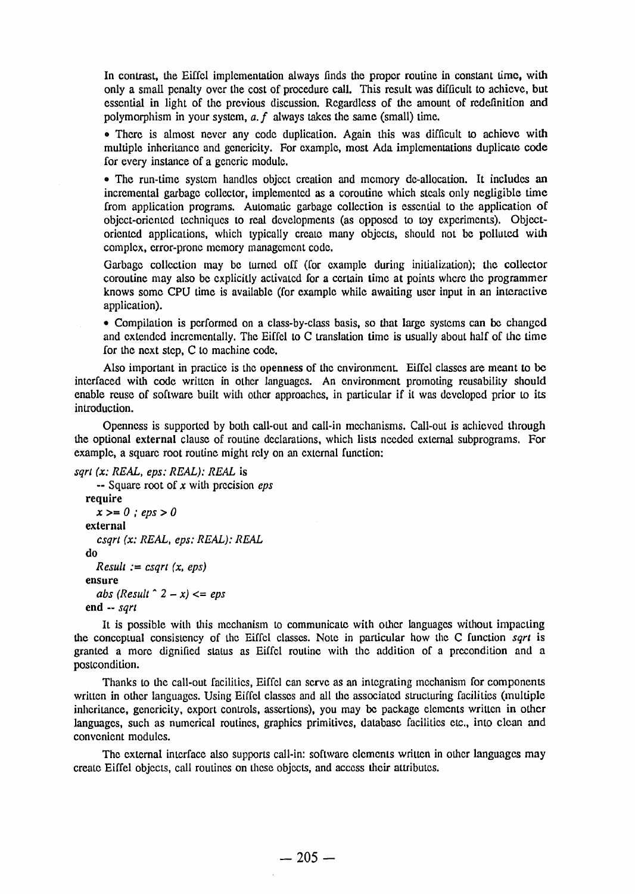In contrast, the Eiffel implementation always finds the proper routine in constant time, with only a small penalty over the cost of procedure call. This result was difficult to achieve, but essential in light of the previous discussion. Regardless of the amount of redefinition and polymorphism in your system, *a.f* always takes the same (small) time.

• There is almost never any code duplication. Again this was difficult to achieve with multiple inheritance and genericity. For example, most Ada implementations duplicate code for every instance of a generic module.

• The run-time system handles object creation and memory de-allocation. It includes an incremental garbage collector, implemented as a coroutine which steals only negligible time from application programs. Automatic garbage collection is essential to the application of object-oriented techniques to real developments (as opposed to toy experiments). Object-oriented applications, which typically create many objects, should not be polluted with complex, error-prone memory management code.

Garbage collection may be turned off (for example during initialization); the collector coroutine may also be explicitly activated for a certain time at points where the programmer knows some CPU time is available (for example while awaiting user input in an interactive application).

• Compilation is performed on a class-by-class basis, so that large systems can be changed and extended incrementally. The Eiffel to C translation time is usually about half of the time for the next step, C to machine code.

Also important in practice is the **openness** of the environment. Eiffel classes are meant to be interfaced with code written in other languages. An environment promoting reusability should enable reuse of software built with other approaches, in particular if it was developed prior to its introduction.

Openness is supported by both call-out and call-in mechanisms. Call-out is achieved through the optional **external** clause of routine declarations, which lists needed external subprograms. For example, a square root routine might rely on an external function:

```
sqrt (x: REAL, eps: REAL): REAL is
        -- Square root of x with precision eps
    require
        x >= 0 ; eps > 0
    external
        csqrt (x: REAL, eps: REAL): REAL
    do
        Result := csqrt (x, eps)
    ensure
        abs (Result ^ 2 - x) <= eps
    end -- sqrt
```

It is possible with this mechanism to communicate with other languages without impacting the conceptual consistency of the Eiffel classes. Note in particular how the C function *sqrt* is granted a more dignified status as Eiffel routine with the addition of a precondition and a postcondition.

Thanks to the call-out facilities, Eiffel can serve as an integrating mechanism for components written in other languages. Using Eiffel classes and all the associated structuring facilities (multiple inheritance, genericity, export controls, assertions), you may be package elements written in other languages, such as numerical routines, graphics primitives, database facilities etc., into clean and convenient modules.

The external interface also supports call-in: software elements written in other languages may create Eiffel objects, call routines on these objects, and access their attributes.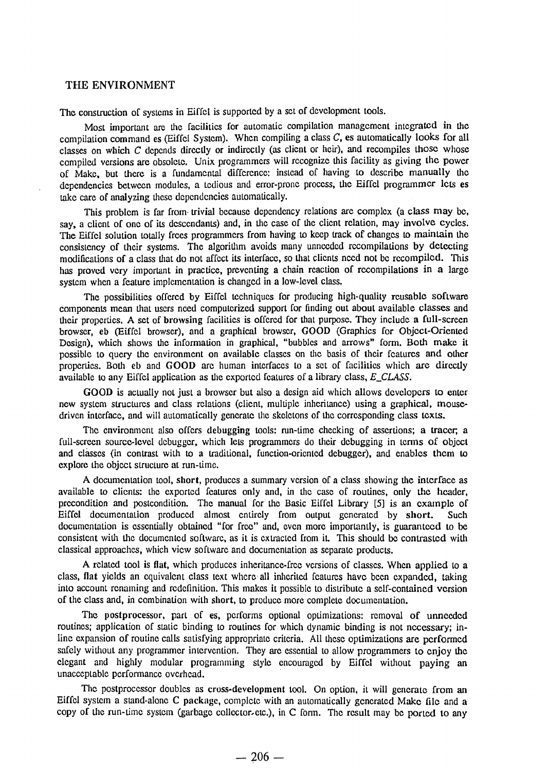## THE ENVIRONMENT

The construction of systems in Eiffel is supported by a set of development tools.

Most important are the facilities for automatic compilation management integrated in the compilation command es (Eiffel System). When compiling a class *C*, es automatically looks for all classes on which *C* depends directly or indirectly (as client or heir), and recompiles those whose compiled versions are obsolete. Unix programmers will recognize this facility as giving the power of Make, but there is a fundamental difference: instead of having to describe manually the dependencies between modules, a tedious and error-prone process, the Eiffel programmer lets es take care of analyzing these dependencies automatically.

This problem is far from trivial because dependency relations are complex (a class may be, say, a client of one of its descendants) and, in the case of the client relation, may involve cycles. The Eiffel solution totally frees programmers from having to keep track of changes to maintain the consistency of their systems. The algorithm avoids many unneeded recompilations by detecting modifications of a class that do not affect its interface, so that clients need not be recompiled. This has proved very important in practice, preventing a chain reaction of recompilations in a large system when a feature implementation is changed in a low-level class.

The possibilities offered by Eiffel techniques for producing high-quality reusable software components mean that users need computerized support for finding out about available classes and their properties. A set of **browsing** facilities is offered for that purpose. They include a full-screen browser, **eb** (Eiffel browser), and a graphical browser, **GOOD** (Graphics for Object-Oriented Design), which shows the information in graphical, "bubbles and arrows" form. Both make it possible to query the environment on available classes on the basis of their features and other properties. Both eb and **GOOD** are human interfaces to a set of facilities which are directly available to any Eiffel application as the exported features of a library class, *E_CLASS*.

**GOOD** is actually not just a browser but also a design aid which allows developers to enter new system structures and class relations (client, multiple inheritance) using a graphical, mouse-driven interface, and will automatically generate the skeletons of the corresponding class texts.

The environment also offers **debugging** tools: run-time checking of assertions; a tracer; a full-screen source-level debugger, which lets programmers do their debugging in terms of object and classes (in contrast with to a traditional, function-oriented debugger), and enables them to explore the object structure at run-time.

A documentation tool, **short**, produces a summary version of a class showing the interface as available to clients: the exported features only and, in the case of routines, only the header, precondition and postcondition. The manual for the Basic Eiffel Library [5] is an example of Eiffel documentation produced almost entirely from output generated by **short**. Such documentation is essentially obtained "for free" and, even more importantly, is guaranteed to be consistent with the documented software, as it is extracted from it. This should be contrasted with classical approaches, which view software and documentation as separate products.

A related tool is **flat**, which produces inheritance-free versions of classes. When applied to a class, **flat** yields an equivalent class text where all inherited features have been expanded, taking into account renaming and redefinition. This makes it possible to distribute a self-contained version of the class and, in combination with **short**, to produce more complete documentation.

The **postprocessor**, part of es, performs optional optimizations: removal of unneeded routines; application of static binding to routines for which dynamic binding is not necessary; in-line expansion of routine calls satisfying appropriate criteria. All these optimizations are performed safely without any programmer intervention. They are essential to allow programmers to enjoy the elegant and highly modular programming style encouraged by Eiffel without paying an unacceptable performance overhead.

The postprocessor doubles as **cross-development** tool. On option, it will generate from an Eiffel system a stand-alone C package, complete with an automatically generated Make file and a copy of the run-time system (garbage collector, etc.), in C form. The result may be ported to any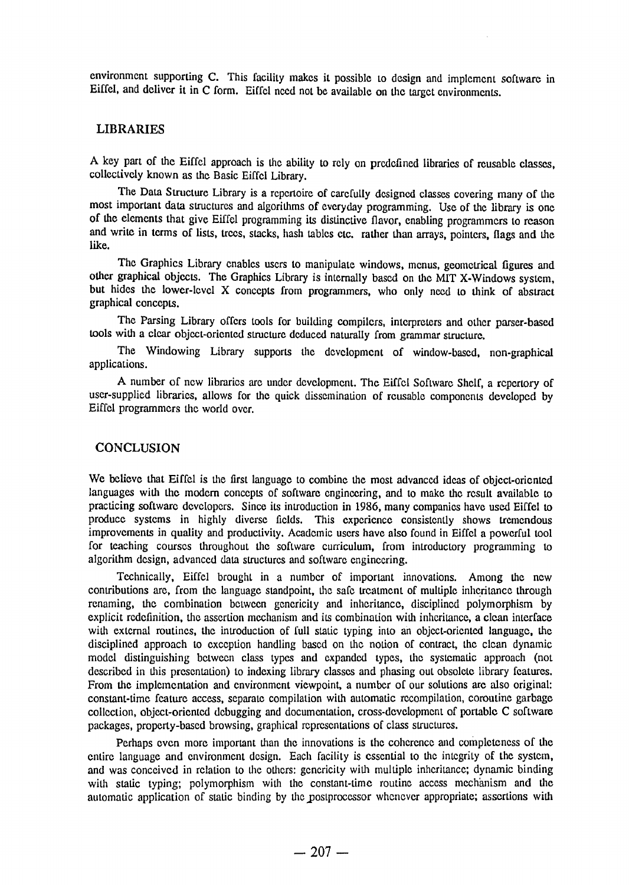environment supporting C. This facility makes it possible to design and implement software in Eiffel, and deliver it in C form. Eiffel need not be available on the target environments.

## LIBRARIES

A key part of the Eiffel approach is the ability to rely on predefined libraries of reusable classes, collectively known as the Basic Eiffel Library.

The Data Structure Library is a repertoire of carefully designed classes covering many of the most important data structures and algorithms of everyday programming. Use of the library is one of the elements that give Eiffel programming its distinctive flavor, enabling programmers to reason and write in terms of lists, trees, stacks, hash tables etc. rather than arrays, pointers, flags and the like.

The Graphics Library enables users to manipulate windows, menus, geometrical figures and other graphical objects. The Graphics Library is internally based on the MIT X-Windows system, but hides the lower-level X concepts from programmers, who only need to think of abstract graphical concepts.

The Parsing Library offers tools for building compilers, interpreters and other parser-based tools with a clear object-oriented structure deduced naturally from grammar structure.

The Windowing Library supports the development of window-based, non-graphical applications.

A number of new libraries are under development. The Eiffel Software Shelf, a repertory of user-supplied libraries, allows for the quick dissemination of reusable components developed by Eiffel programmers the world over.

## CONCLUSION

We believe that Eiffel is the first language to combine the most advanced ideas of object-oriented languages with the modern concepts of software engineering, and to make the result available to practicing software developers. Since its introduction in 1986, many companies have used Eiffel to produce systems in highly diverse fields. This experience consistently shows tremendous improvements in quality and productivity. Academic users have also found in Eiffel a powerful tool for teaching courses throughout the software curriculum, from introductory programming to algorithm design, advanced data structures and software engineering.

Technically, Eiffel brought in a number of important innovations. Among the new contributions are, from the language standpoint, the safe treatment of multiple inheritance through renaming, the combination between genericity and inheritance, disciplined polymorphism by explicit redefinition, the assertion mechanism and its combination with inheritance, a clean interface with external routines, the introduction of full static typing into an object-oriented language, the disciplined approach to exception handling based on the notion of contract, the clean dynamic model distinguishing between class types and expanded types, the systematic approach (not described in this presentation) to indexing library classes and phasing out obsolete library features. From the implementation and environment viewpoint, a number of our solutions are also original: constant-time feature access, separate compilation with automatic recompilation, coroutine garbage collection, object-oriented debugging and documentation, cross-development of portable C software packages, property-based browsing, graphical representations of class structures.

Perhaps even more important than the innovations is the coherence and completeness of the entire language and environment design. Each facility is essential to the integrity of the system, and was conceived in relation to the others: genericity with multiple inheritance; dynamic binding with static typing; polymorphism with the constant-time routine access mechanism and the automatic application of static binding by the postprocessor whenever appropriate; assertions with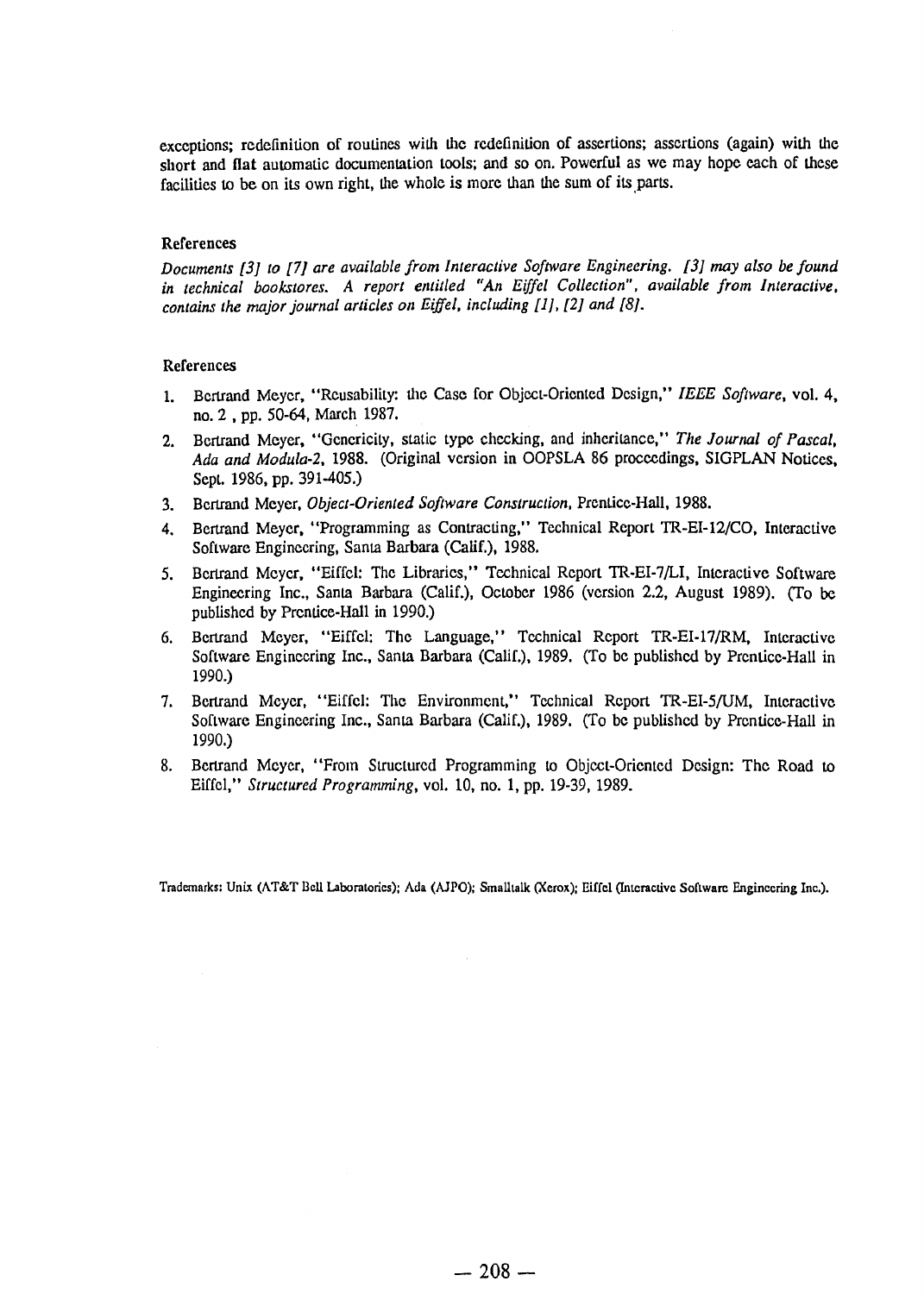exceptions; redefinition of routines with the redefinition of assertions; assertions (again) with the short and flat automatic documentation tools; and so on. Powerful as we may hope each of these facilities to be on its own right, the whole is more than the sum of its parts.

## References

*Documents [3] to [7] are available from Interactive Software Engineering. [3] may also be found in technical bookstores. A report entitled "An Eiffel Collection", available from Interactive, contains the major journal articles on Eiffel, including [1], [2] and [8].*

## References

1. Bertrand Meyer, "Reusability: the Case for Object-Oriented Design," *IEEE Software*, vol. 4, no. 2 , pp. 50-64, March 1987.
2. Bertrand Meyer, "Genericity, static type checking, and inheritance," *The Journal of Pascal, Ada and Modula-2*, 1988. (Original version in OOPSLA 86 proceedings, SIGPLAN Notices, Sept. 1986, pp. 391-405.)
3. Bertrand Meyer, *Object-Oriented Software Construction*, Prentice-Hall, 1988.
4. Bertrand Meyer, "Programming as Contracting," Technical Report TR-EI-12/CO, Interactive Software Engineering, Santa Barbara (Calif.), 1988.
5. Bertrand Meyer, "Eiffel: The Libraries," Technical Report TR-EI-7/LI, Interactive Software Engineering Inc., Santa Barbara (Calif.), October 1986 (version 2.2, August 1989). (To be published by Prentice-Hall in 1990.)
6. Bertrand Meyer, "Eiffel: The Language," Technical Report TR-EI-17/RM, Interactive Software Engineering Inc., Santa Barbara (Calif.), 1989. (To be published by Prentice-Hall in 1990.)
7. Bertrand Meyer, "Eiffel: The Environment," Technical Report TR-EI-5/UM, Interactive Software Engineering Inc., Santa Barbara (Calif.), 1989. (To be published by Prentice-Hall in 1990.)
8. Bertrand Meyer, "From Structured Programming to Object-Oriented Design: The Road to Eiffel," *Structured Programming*, vol. 10, no. 1, pp. 19-39, 1989.

Trademarks: Unix (AT&T Bell Laboratories); Ada (AJPO); Smalltalk (Xerox); Eiffel (Interactive Software Engineering Inc.).